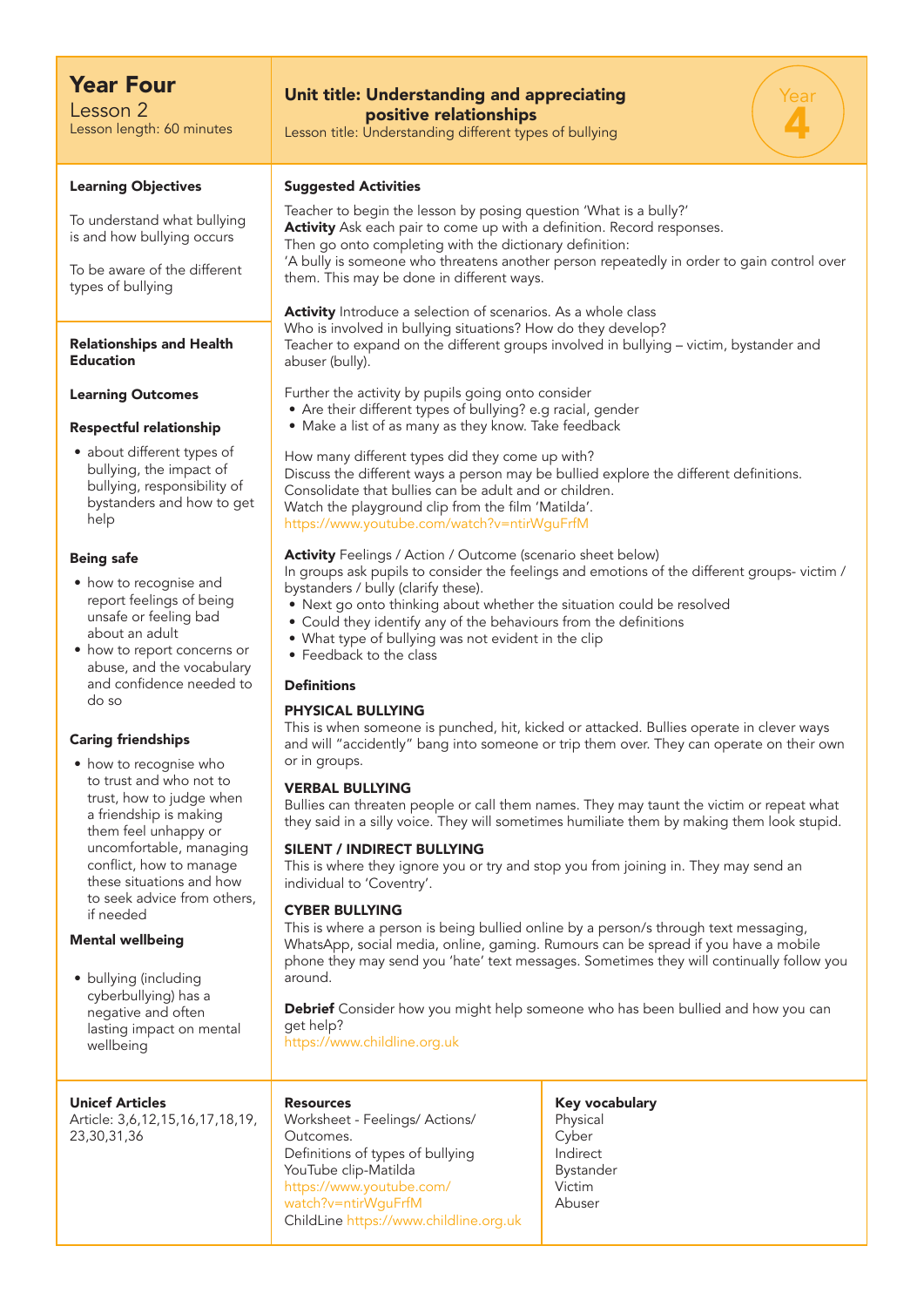# Year Four

Lesson 2
Lesson length: 60 minutes

## Unit title: Understanding and appreciating positive relationships

Lesson title: Understanding different types of bullying

Year 4

### Learning Objectives

To understand what bullying is and how bullying occurs

To be aware of the different types of bullying

### Relationships and Health Education

### Learning Outcomes

**Respectful relationship**

- about different types of bullying, the impact of bullying, responsibility of bystanders and how to get help

**Being safe**

- how to recognise and report feelings of being unsafe or feeling bad about an adult
- how to report concerns or abuse, and the vocabulary and confidence needed to do so

**Caring friendships**

- how to recognise who to trust and who not to trust, how to judge when a friendship is making them feel unhappy or uncomfortable, managing conflict, how to manage these situations and how to seek advice from others, if needed

**Mental wellbeing**

- bullying (including cyberbullying) has a negative and often lasting impact on mental wellbeing

### Suggested Activities

Teacher to begin the lesson by posing question 'What is a bully?'
**Activity** Ask each pair to come up with a definition. Record responses.
Then go onto completing with the dictionary definition:
'A bully is someone who threatens another person repeatedly in order to gain control over them. This may be done in different ways.

**Activity** Introduce a selection of scenarios. As a whole class
Who is involved in bullying situations? How do they develop?
Teacher to expand on the different groups involved in bullying – victim, bystander and abuser (bully).

Further the activity by pupils going onto consider

- Are their different types of bullying? e.g racial, gender
- Make a list of as many as they know. Take feedback

How many different types did they come up with?
Discuss the different ways a person may be bullied explore the different definitions.
Consolidate that bullies can be adult and or children.
Watch the playground clip from the film 'Matilda'.
https://www.youtube.com/watch?v=ntirWguFrfM

**Activity** Feelings / Action / Outcome (scenario sheet below)
In groups ask pupils to consider the feelings and emotions of the different groups- victim / bystanders / bully (clarify these).

- Next go onto thinking about whether the situation could be resolved
- Could they identify any of the behaviours from the definitions
- What type of bullying was not evident in the clip
- Feedback to the class

**Definitions**

**PHYSICAL BULLYING**
This is when someone is punched, hit, kicked or attacked. Bullies operate in clever ways and will "accidently" bang into someone or trip them over. They can operate on their own or in groups.

**VERBAL BULLYING**
Bullies can threaten people or call them names. They may taunt the victim or repeat what they said in a silly voice. They will sometimes humiliate them by making them look stupid.

**SILENT / INDIRECT BULLYING**
This is where they ignore you or try and stop you from joining in. They may send an individual to 'Coventry'.

**CYBER BULLYING**
This is where a person is being bullied online by a person/s through text messaging, WhatsApp, social media, online, gaming. Rumours can be spread if you have a mobile phone they may send you 'hate' text messages. Sometimes they will continually follow you around.

**Debrief** Consider how you might help someone who has been bullied and how you can get help?
https://www.childline.org.uk

### Unicef Articles

Article: 3,6,12,15,16,17,18,19, 23,30,31,36

### Resources

Worksheet - Feelings/ Actions/ Outcomes.
Definitions of types of bullying
YouTube clip-Matilda
https://www.youtube.com/watch?v=ntirWguFrfM
ChildLine https://www.childline.org.uk

### Key vocabulary

Physical
Cyber
Indirect
Bystander
Victim
Abuser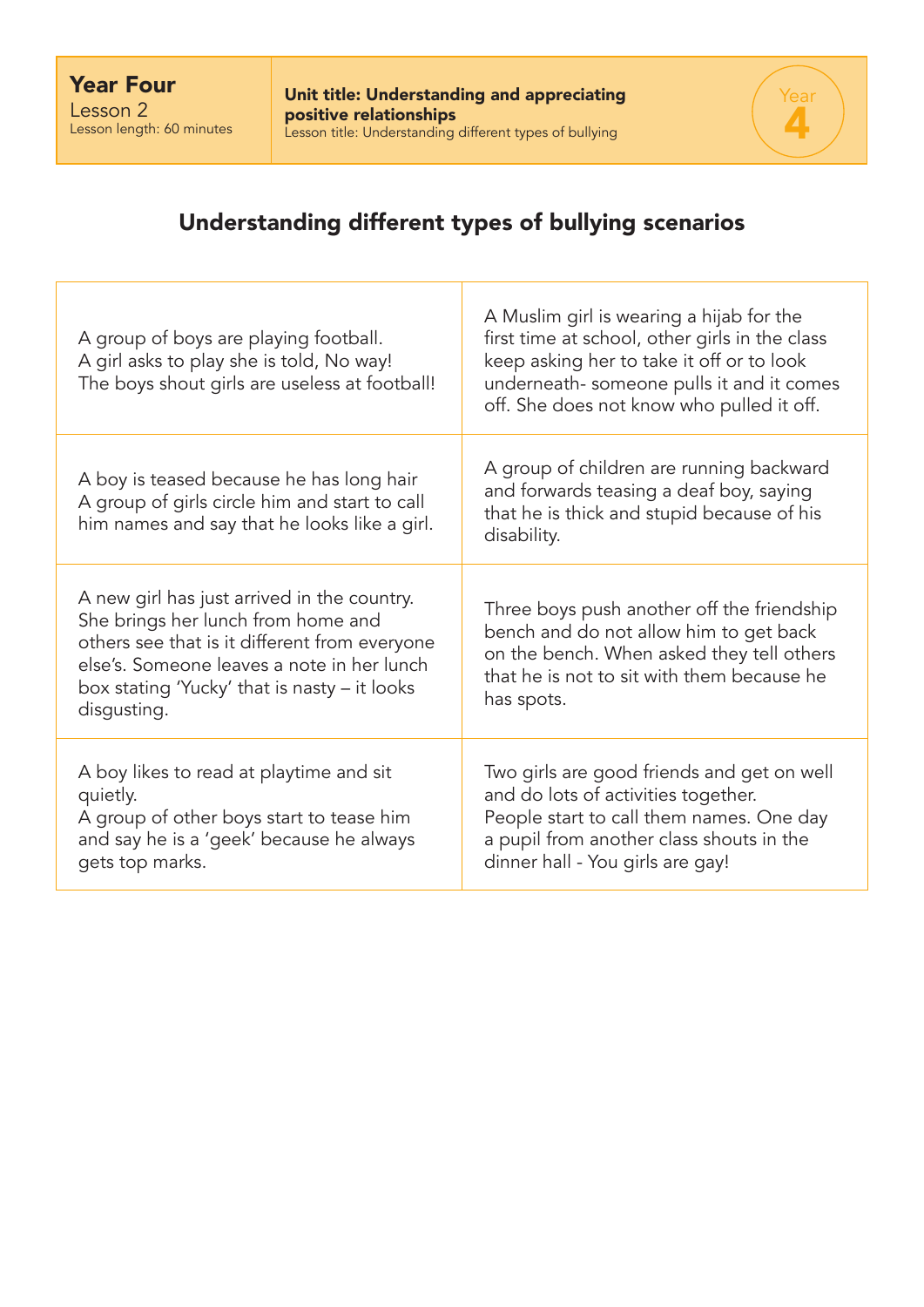| Year Four | Unit title: Understanding and appreciating positive relationships | Year 4 |
|---|---|---|
| Lesson 2<br>Lesson length: 60 minutes | Lesson title: Understanding different types of bullying | |

## Understanding different types of bullying scenarios

| | |
|---|---|
| A group of boys are playing football. A girl asks to play she is told, No way! The boys shout girls are useless at football! | A Muslim girl is wearing a hijab for the first time at school, other girls in the class keep asking her to take it off or to look underneath- someone pulls it and it comes off. She does not know who pulled it off. |
| A boy is teased because he has long hair A group of girls circle him and start to call him names and say that he looks like a girl. | A group of children are running backward and forwards teasing a deaf boy, saying that he is thick and stupid because of his disability. |
| A new girl has just arrived in the country. She brings her lunch from home and others see that is it different from everyone else's. Someone leaves a note in her lunch box stating 'Yucky' that is nasty – it looks disgusting. | Three boys push another off the friendship bench and do not allow him to get back on the bench. When asked they tell others that he is not to sit with them because he has spots. |
| A boy likes to read at playtime and sit quietly. A group of other boys start to tease him and say he is a 'geek' because he always gets top marks. | Two girls are good friends and get on well and do lots of activities together. People start to call them names. One day a pupil from another class shouts in the dinner hall - You girls are gay! |